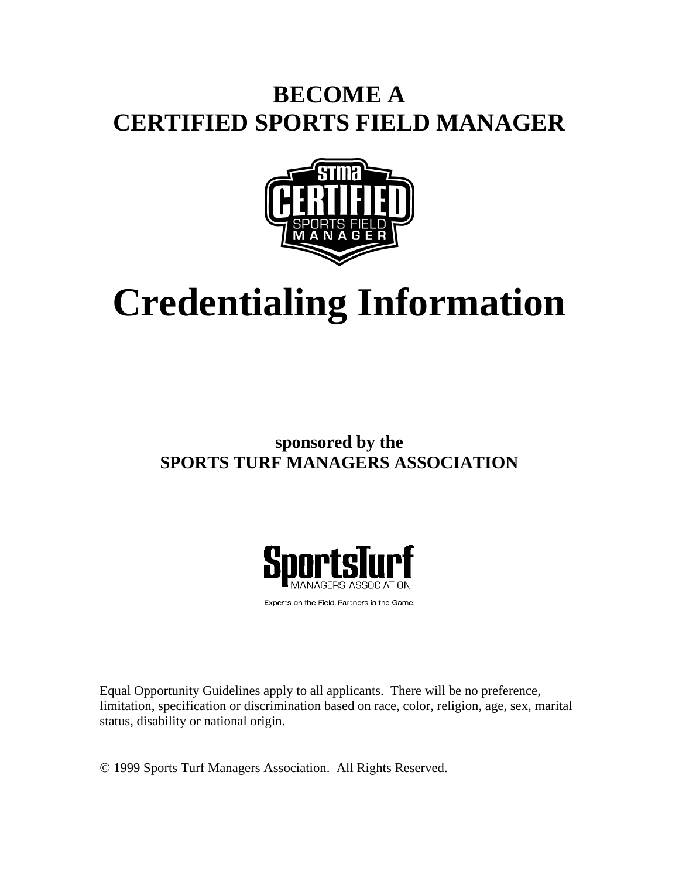# BECOME A CERTIFIED SPORTS FIELD MANAGER

# Credentialing Information

**sponsored by the**
**SPORTS TURF MANAGERS ASSOCIATION**

Equal Opportunity Guidelines apply to all applicants. There will be no preference, limitation, specification or discrimination based on race, color, religion, age, sex, marital status, disability or national origin.

© 1999 Sports Turf Managers Association. All Rights Reserved.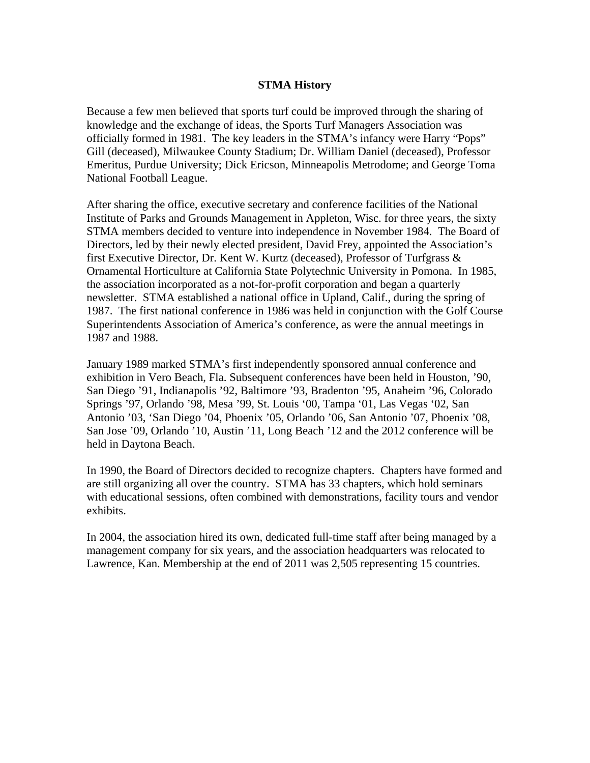# STMA History

Because a few men believed that sports turf could be improved through the sharing of knowledge and the exchange of ideas, the Sports Turf Managers Association was officially formed in 1981. The key leaders in the STMA's infancy were Harry "Pops" Gill (deceased), Milwaukee County Stadium; Dr. William Daniel (deceased), Professor Emeritus, Purdue University; Dick Ericson, Minneapolis Metrodome; and George Toma National Football League.

After sharing the office, executive secretary and conference facilities of the National Institute of Parks and Grounds Management in Appleton, Wisc. for three years, the sixty STMA members decided to venture into independence in November 1984. The Board of Directors, led by their newly elected president, David Frey, appointed the Association's first Executive Director, Dr. Kent W. Kurtz (deceased), Professor of Turfgrass & Ornamental Horticulture at California State Polytechnic University in Pomona. In 1985, the association incorporated as a not-for-profit corporation and began a quarterly newsletter. STMA established a national office in Upland, Calif., during the spring of 1987. The first national conference in 1986 was held in conjunction with the Golf Course Superintendents Association of America's conference, as were the annual meetings in 1987 and 1988.

January 1989 marked STMA's first independently sponsored annual conference and exhibition in Vero Beach, Fla. Subsequent conferences have been held in Houston, '90, San Diego '91, Indianapolis '92, Baltimore '93, Bradenton '95, Anaheim '96, Colorado Springs '97, Orlando '98, Mesa '99, St. Louis '00, Tampa '01, Las Vegas '02, San Antonio '03, 'San Diego '04, Phoenix '05, Orlando '06, San Antonio '07, Phoenix '08, San Jose '09, Orlando '10, Austin '11, Long Beach '12 and the 2012 conference will be held in Daytona Beach.

In 1990, the Board of Directors decided to recognize chapters. Chapters have formed and are still organizing all over the country. STMA has 33 chapters, which hold seminars with educational sessions, often combined with demonstrations, facility tours and vendor exhibits.

In 2004, the association hired its own, dedicated full-time staff after being managed by a management company for six years, and the association headquarters was relocated to Lawrence, Kan. Membership at the end of 2011 was 2,505 representing 15 countries.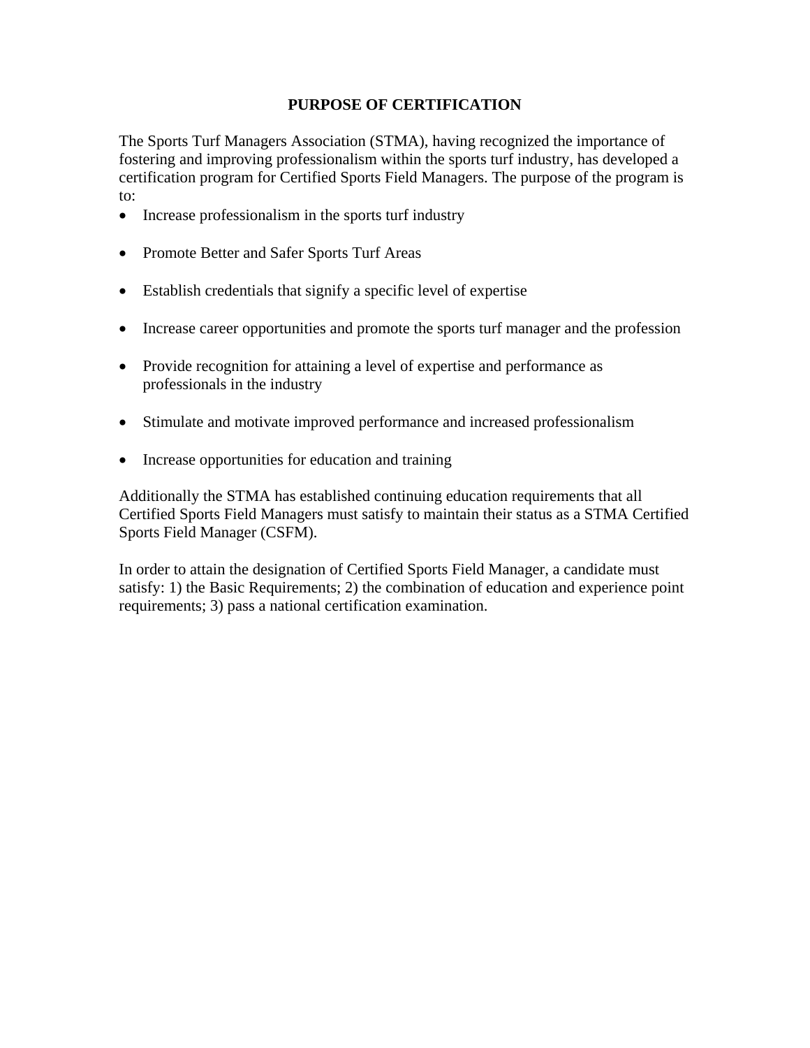## PURPOSE OF CERTIFICATION

The Sports Turf Managers Association (STMA), having recognized the importance of fostering and improving professionalism within the sports turf industry, has developed a certification program for Certified Sports Field Managers. The purpose of the program is to:

- Increase professionalism in the sports turf industry
- Promote Better and Safer Sports Turf Areas
- Establish credentials that signify a specific level of expertise
- Increase career opportunities and promote the sports turf manager and the profession
- Provide recognition for attaining a level of expertise and performance as professionals in the industry
- Stimulate and motivate improved performance and increased professionalism
- Increase opportunities for education and training

Additionally the STMA has established continuing education requirements that all Certified Sports Field Managers must satisfy to maintain their status as a STMA Certified Sports Field Manager (CSFM).

In order to attain the designation of Certified Sports Field Manager, a candidate must satisfy: 1) the Basic Requirements; 2) the combination of education and experience point requirements; 3) pass a national certification examination.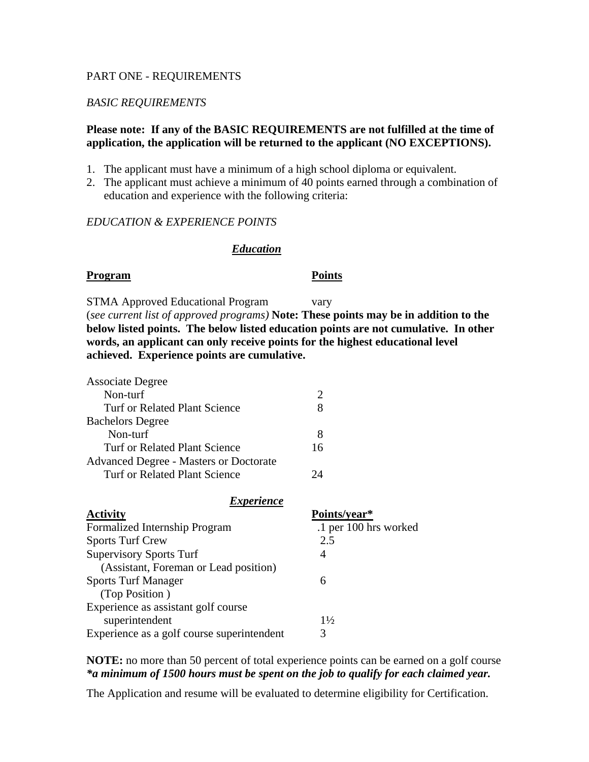PART ONE - REQUIREMENTS

*BASIC REQUIREMENTS*

**Please note: If any of the BASIC REQUIREMENTS are not fulfilled at the time of application, the application will be returned to the applicant (NO EXCEPTIONS).**

1. The applicant must have a minimum of a high school diploma or equivalent.
2. The applicant must achieve a minimum of 40 points earned through a combination of education and experience with the following criteria:

*EDUCATION & EXPERIENCE POINTS*

***Education***

| **Program** | **Points** |
|---|---|
| STMA Approved Educational Program | vary |

(*see current list of approved programs)* **Note: These points may be in addition to the below listed points. The below listed education points are not cumulative. In other words, an applicant can only receive points for the highest educational level achieved. Experience points are cumulative.**

| | |
|---|---|
| Associate Degree | |
| Non-turf | 2 |
| Turf or Related Plant Science | 8 |
| Bachelors Degree | |
| Non-turf | 8 |
| Turf or Related Plant Science | 16 |
| Advanced Degree - Masters or Doctorate | |
| Turf or Related Plant Science | 24 |

***Experience***

| **Activity** | **Points/year*** |
|---|---|
| Formalized Internship Program | .1 per 100 hrs worked |
| Sports Turf Crew | 2.5 |
| Supervisory Sports Turf (Assistant, Foreman or Lead position) | 4 |
| Sports Turf Manager (Top Position ) | 6 |
| Experience as assistant golf course superintendent | 1½ |
| Experience as a golf course superintendent | 3 |

**NOTE:** no more than 50 percent of total experience points can be earned on a golf course
***a minimum of 1500 hours must be spent on the job to qualify for each claimed year.***

The Application and resume will be evaluated to determine eligibility for Certification.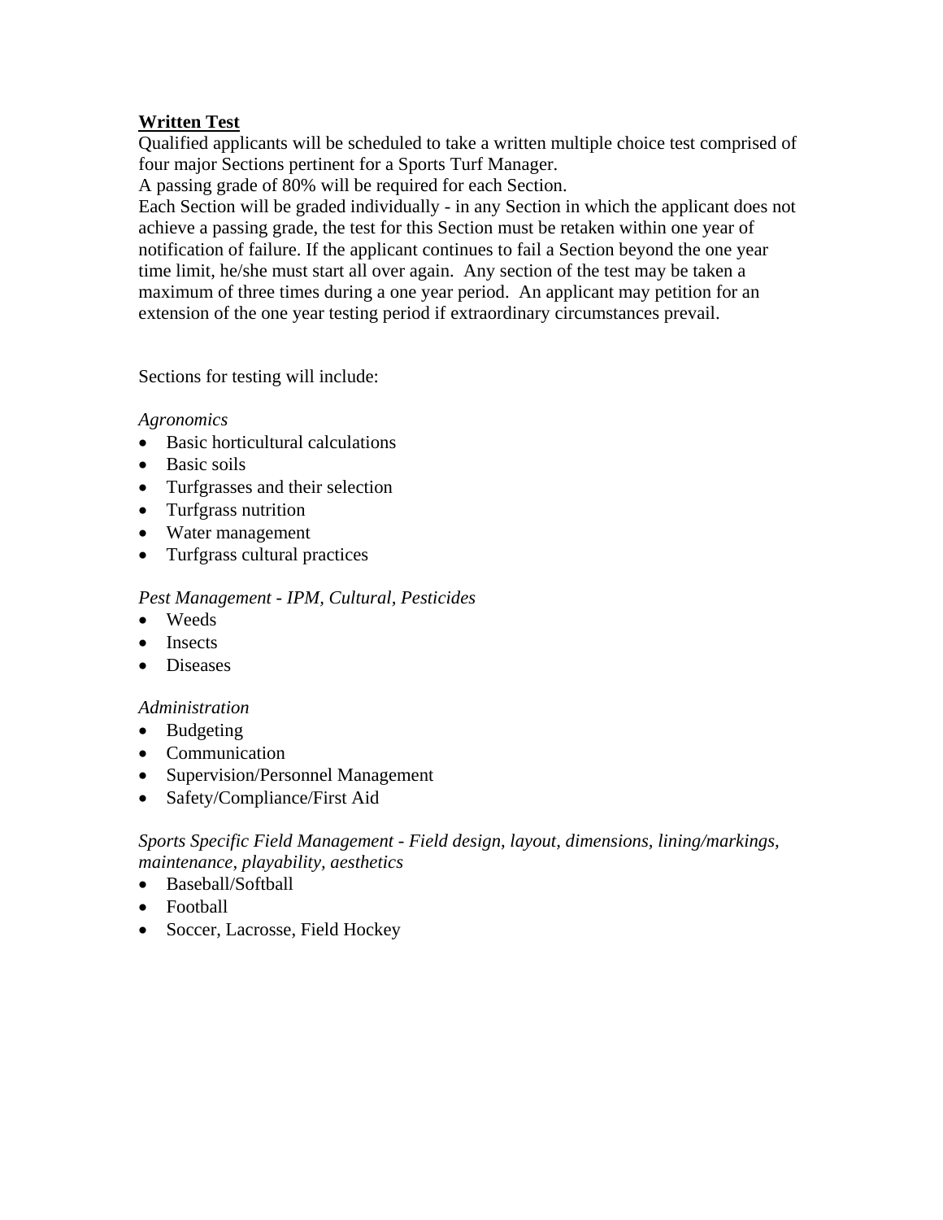## **Written Test**

Qualified applicants will be scheduled to take a written multiple choice test comprised of four major Sections pertinent for a Sports Turf Manager.
A passing grade of 80% will be required for each Section.
Each Section will be graded individually - in any Section in which the applicant does not achieve a passing grade, the test for this Section must be retaken within one year of notification of failure. If the applicant continues to fail a Section beyond the one year time limit, he/she must start all over again. Any section of the test may be taken a maximum of three times during a one year period. An applicant may petition for an extension of the one year testing period if extraordinary circumstances prevail.

Sections for testing will include:

*Agronomics*

- Basic horticultural calculations
- Basic soils
- Turfgrasses and their selection
- Turfgrass nutrition
- Water management
- Turfgrass cultural practices

*Pest Management - IPM, Cultural, Pesticides*

- Weeds
- Insects
- Diseases

*Administration*

- Budgeting
- Communication
- Supervision/Personnel Management
- Safety/Compliance/First Aid

*Sports Specific Field Management - Field design, layout, dimensions, lining/markings, maintenance, playability, aesthetics*

- Baseball/Softball
- Football
- Soccer, Lacrosse, Field Hockey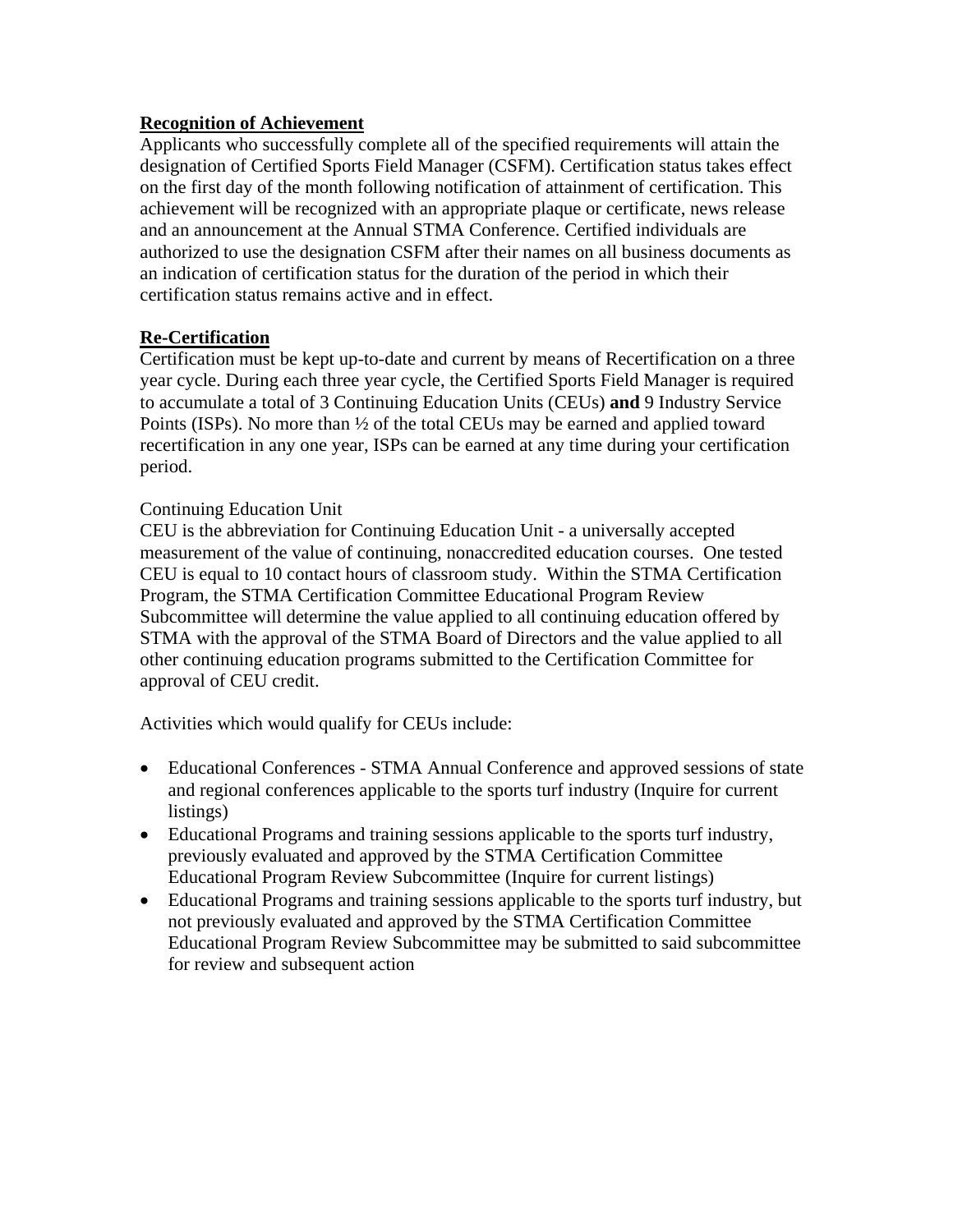## Recognition of Achievement

Applicants who successfully complete all of the specified requirements will attain the designation of Certified Sports Field Manager (CSFM). Certification status takes effect on the first day of the month following notification of attainment of certification. This achievement will be recognized with an appropriate plaque or certificate, news release and an announcement at the Annual STMA Conference. Certified individuals are authorized to use the designation CSFM after their names on all business documents as an indication of certification status for the duration of the period in which their certification status remains active and in effect.

## Re-Certification

Certification must be kept up-to-date and current by means of Recertification on a three year cycle. During each three year cycle, the Certified Sports Field Manager is required to accumulate a total of 3 Continuing Education Units (CEUs) **and** 9 Industry Service Points (ISPs). No more than ½ of the total CEUs may be earned and applied toward recertification in any one year, ISPs can be earned at any time during your certification period.

### Continuing Education Unit

CEU is the abbreviation for Continuing Education Unit - a universally accepted measurement of the value of continuing, nonaccredited education courses. One tested CEU is equal to 10 contact hours of classroom study. Within the STMA Certification Program, the STMA Certification Committee Educational Program Review Subcommittee will determine the value applied to all continuing education offered by STMA with the approval of the STMA Board of Directors and the value applied to all other continuing education programs submitted to the Certification Committee for approval of CEU credit.

Activities which would qualify for CEUs include:

- Educational Conferences - STMA Annual Conference and approved sessions of state and regional conferences applicable to the sports turf industry (Inquire for current listings)
- Educational Programs and training sessions applicable to the sports turf industry, previously evaluated and approved by the STMA Certification Committee Educational Program Review Subcommittee (Inquire for current listings)
- Educational Programs and training sessions applicable to the sports turf industry, but not previously evaluated and approved by the STMA Certification Committee Educational Program Review Subcommittee may be submitted to said subcommittee for review and subsequent action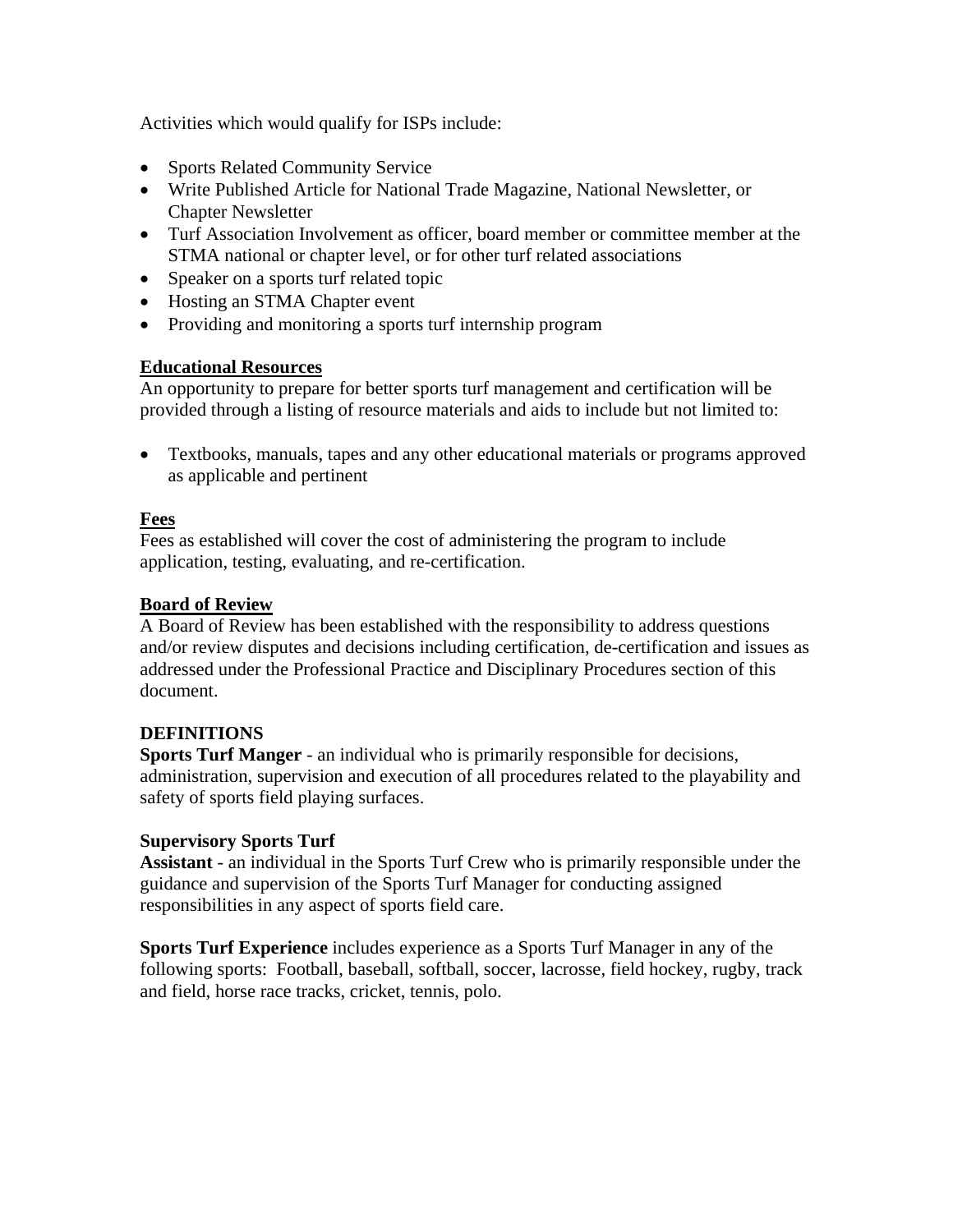Activities which would qualify for ISPs include:

- Sports Related Community Service
- Write Published Article for National Trade Magazine, National Newsletter, or Chapter Newsletter
- Turf Association Involvement as officer, board member or committee member at the STMA national or chapter level, or for other turf related associations
- Speaker on a sports turf related topic
- Hosting an STMA Chapter event
- Providing and monitoring a sports turf internship program

### Educational Resources

An opportunity to prepare for better sports turf management and certification will be provided through a listing of resource materials and aids to include but not limited to:

- Textbooks, manuals, tapes and any other educational materials or programs approved as applicable and pertinent

### Fees

Fees as established will cover the cost of administering the program to include application, testing, evaluating, and re-certification.

### Board of Review

A Board of Review has been established with the responsibility to address questions and/or review disputes and decisions including certification, de-certification and issues as addressed under the Professional Practice and Disciplinary Procedures section of this document.

## DEFINITIONS

**Sports Turf Manger** - an individual who is primarily responsible for decisions, administration, supervision and execution of all procedures related to the playability and safety of sports field playing surfaces.

**Supervisory Sports Turf Assistant** - an individual in the Sports Turf Crew who is primarily responsible under the guidance and supervision of the Sports Turf Manager for conducting assigned responsibilities in any aspect of sports field care.

**Sports Turf Experience** includes experience as a Sports Turf Manager in any of the following sports: Football, baseball, softball, soccer, lacrosse, field hockey, rugby, track and field, horse race tracks, cricket, tennis, polo.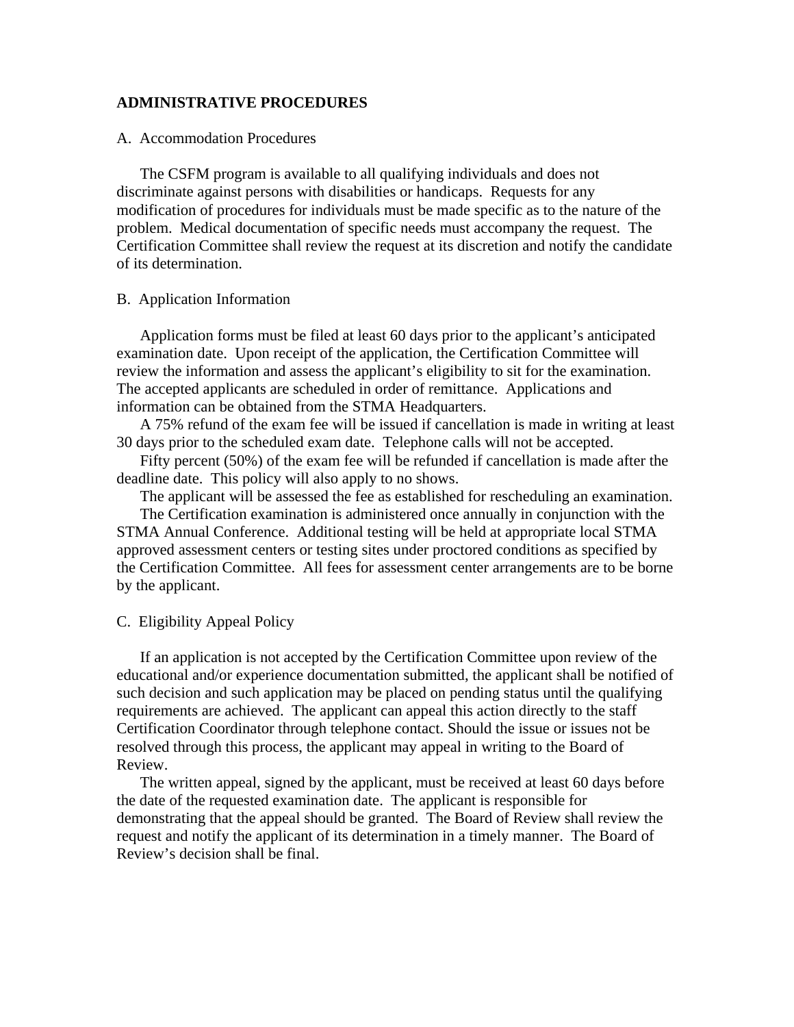## ADMINISTRATIVE PROCEDURES

### A. Accommodation Procedures

The CSFM program is available to all qualifying individuals and does not discriminate against persons with disabilities or handicaps. Requests for any modification of procedures for individuals must be made specific as to the nature of the problem. Medical documentation of specific needs must accompany the request. The Certification Committee shall review the request at its discretion and notify the candidate of its determination.

### B. Application Information

Application forms must be filed at least 60 days prior to the applicant's anticipated examination date. Upon receipt of the application, the Certification Committee will review the information and assess the applicant's eligibility to sit for the examination. The accepted applicants are scheduled in order of remittance. Applications and information can be obtained from the STMA Headquarters.

A 75% refund of the exam fee will be issued if cancellation is made in writing at least 30 days prior to the scheduled exam date. Telephone calls will not be accepted.

Fifty percent (50%) of the exam fee will be refunded if cancellation is made after the deadline date. This policy will also apply to no shows.

The applicant will be assessed the fee as established for rescheduling an examination.

The Certification examination is administered once annually in conjunction with the STMA Annual Conference. Additional testing will be held at appropriate local STMA approved assessment centers or testing sites under proctored conditions as specified by the Certification Committee. All fees for assessment center arrangements are to be borne by the applicant.

### C. Eligibility Appeal Policy

If an application is not accepted by the Certification Committee upon review of the educational and/or experience documentation submitted, the applicant shall be notified of such decision and such application may be placed on pending status until the qualifying requirements are achieved. The applicant can appeal this action directly to the staff Certification Coordinator through telephone contact. Should the issue or issues not be resolved through this process, the applicant may appeal in writing to the Board of Review.

The written appeal, signed by the applicant, must be received at least 60 days before the date of the requested examination date. The applicant is responsible for demonstrating that the appeal should be granted. The Board of Review shall review the request and notify the applicant of its determination in a timely manner. The Board of Review's decision shall be final.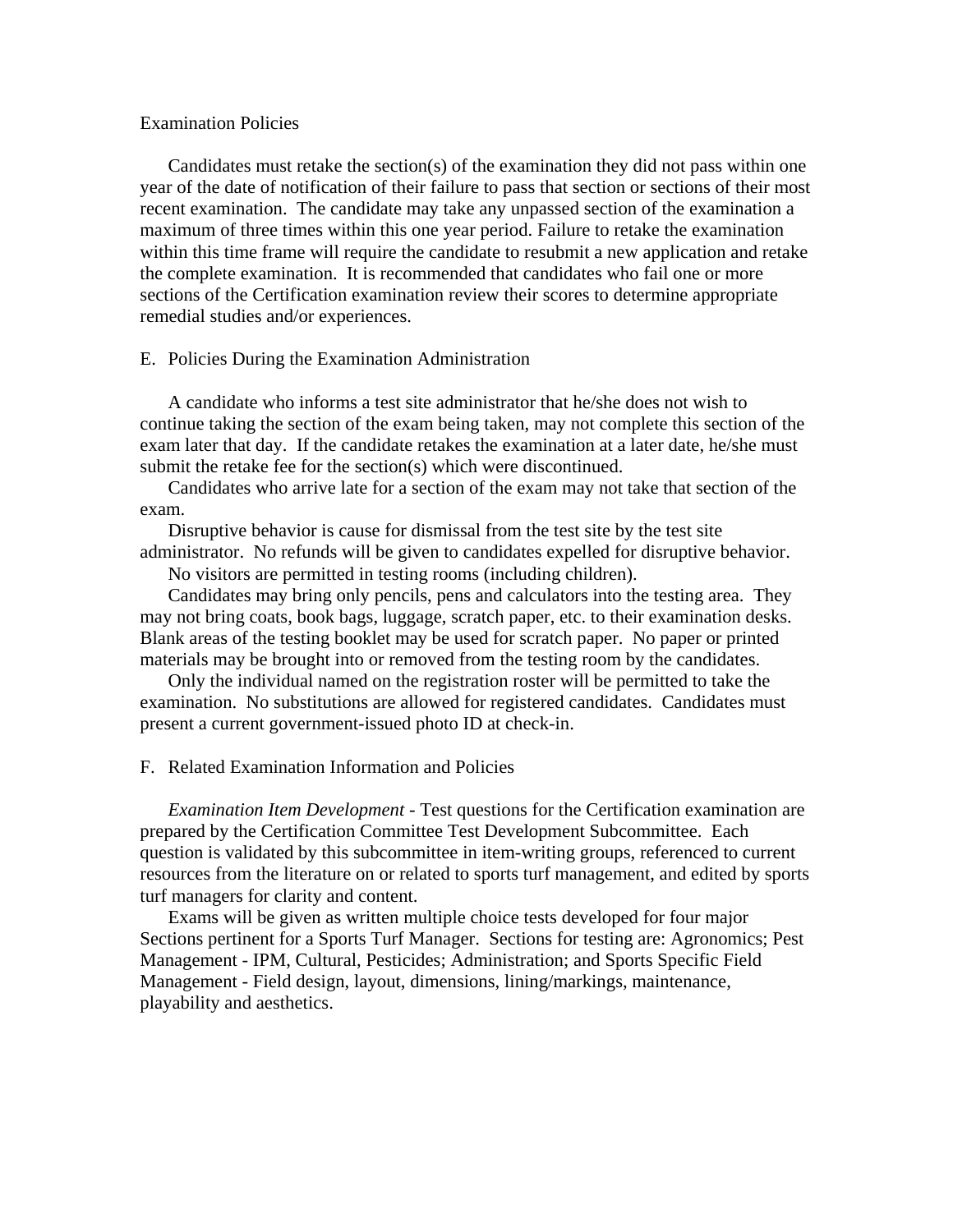Examination Policies

Candidates must retake the section(s) of the examination they did not pass within one year of the date of notification of their failure to pass that section or sections of their most recent examination. The candidate may take any unpassed section of the examination a maximum of three times within this one year period. Failure to retake the examination within this time frame will require the candidate to resubmit a new application and retake the complete examination. It is recommended that candidates who fail one or more sections of the Certification examination review their scores to determine appropriate remedial studies and/or experiences.

E. Policies During the Examination Administration

A candidate who informs a test site administrator that he/she does not wish to continue taking the section of the exam being taken, may not complete this section of the exam later that day. If the candidate retakes the examination at a later date, he/she must submit the retake fee for the section(s) which were discontinued.

Candidates who arrive late for a section of the exam may not take that section of the exam.

Disruptive behavior is cause for dismissal from the test site by the test site administrator. No refunds will be given to candidates expelled for disruptive behavior.

No visitors are permitted in testing rooms (including children).

Candidates may bring only pencils, pens and calculators into the testing area. They may not bring coats, book bags, luggage, scratch paper, etc. to their examination desks. Blank areas of the testing booklet may be used for scratch paper. No paper or printed materials may be brought into or removed from the testing room by the candidates.

Only the individual named on the registration roster will be permitted to take the examination. No substitutions are allowed for registered candidates. Candidates must present a current government-issued photo ID at check-in.

F. Related Examination Information and Policies

*Examination Item Development* - Test questions for the Certification examination are prepared by the Certification Committee Test Development Subcommittee. Each question is validated by this subcommittee in item-writing groups, referenced to current resources from the literature on or related to sports turf management, and edited by sports turf managers for clarity and content.

Exams will be given as written multiple choice tests developed for four major Sections pertinent for a Sports Turf Manager. Sections for testing are: Agronomics; Pest Management - IPM, Cultural, Pesticides; Administration; and Sports Specific Field Management - Field design, layout, dimensions, lining/markings, maintenance, playability and aesthetics.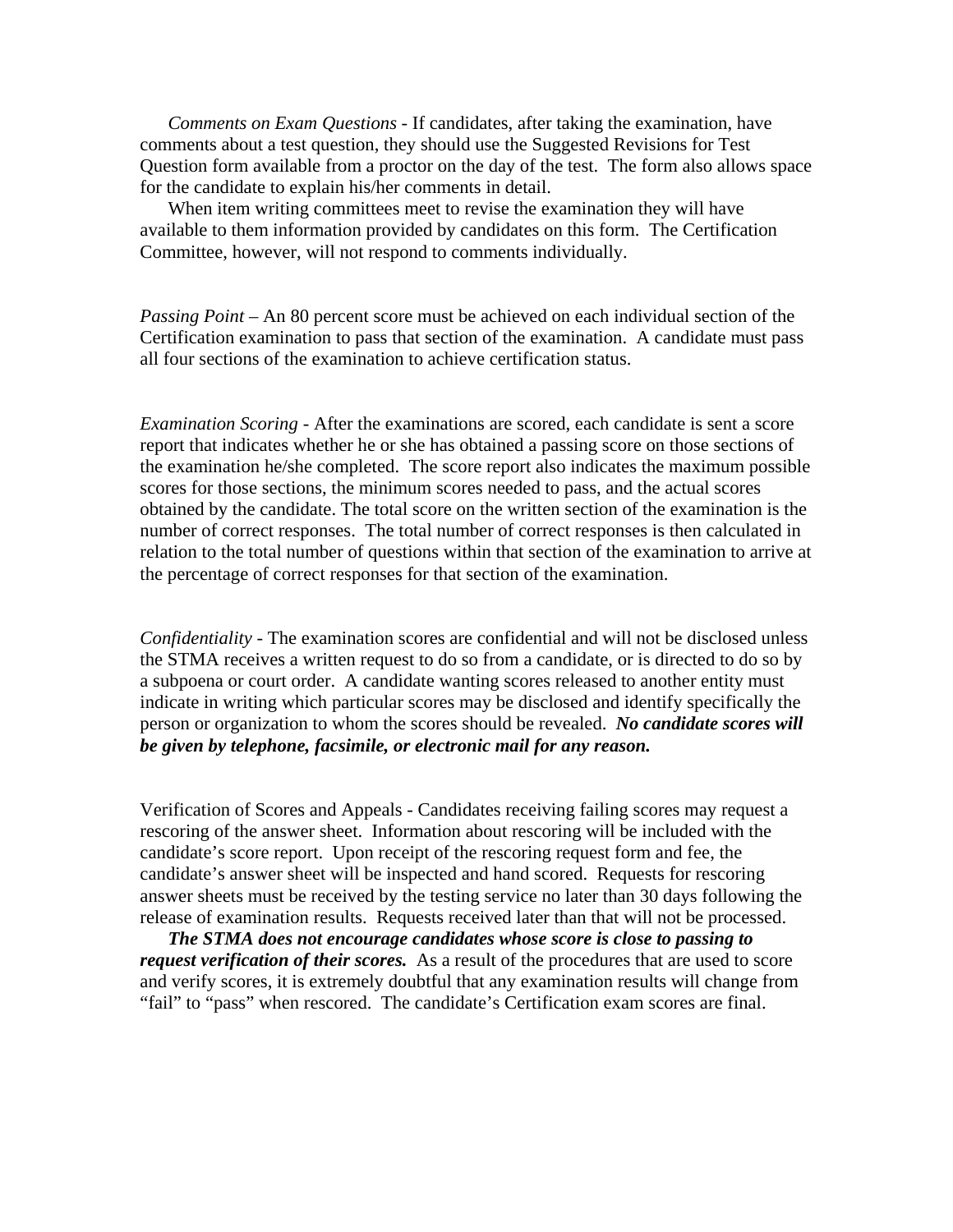*Comments on Exam Questions* - If candidates, after taking the examination, have comments about a test question, they should use the Suggested Revisions for Test Question form available from a proctor on the day of the test. The form also allows space for the candidate to explain his/her comments in detail.

When item writing committees meet to revise the examination they will have available to them information provided by candidates on this form. The Certification Committee, however, will not respond to comments individually.

*Passing Point* – An 80 percent score must be achieved on each individual section of the Certification examination to pass that section of the examination. A candidate must pass all four sections of the examination to achieve certification status.

*Examination Scoring* - After the examinations are scored, each candidate is sent a score report that indicates whether he or she has obtained a passing score on those sections of the examination he/she completed. The score report also indicates the maximum possible scores for those sections, the minimum scores needed to pass, and the actual scores obtained by the candidate. The total score on the written section of the examination is the number of correct responses. The total number of correct responses is then calculated in relation to the total number of questions within that section of the examination to arrive at the percentage of correct responses for that section of the examination.

*Confidentiality* - The examination scores are confidential and will not be disclosed unless the STMA receives a written request to do so from a candidate, or is directed to do so by a subpoena or court order. A candidate wanting scores released to another entity must indicate in writing which particular scores may be disclosed and identify specifically the person or organization to whom the scores should be revealed. ***No candidate scores will be given by telephone, facsimile, or electronic mail for any reason.***

Verification of Scores and Appeals - Candidates receiving failing scores may request a rescoring of the answer sheet. Information about rescoring will be included with the candidate's score report. Upon receipt of the rescoring request form and fee, the candidate's answer sheet will be inspected and hand scored. Requests for rescoring answer sheets must be received by the testing service no later than 30 days following the release of examination results. Requests received later than that will not be processed.

***The STMA does not encourage candidates whose score is close to passing to request verification of their scores.*** As a result of the procedures that are used to score and verify scores, it is extremely doubtful that any examination results will change from "fail" to "pass" when rescored. The candidate's Certification exam scores are final.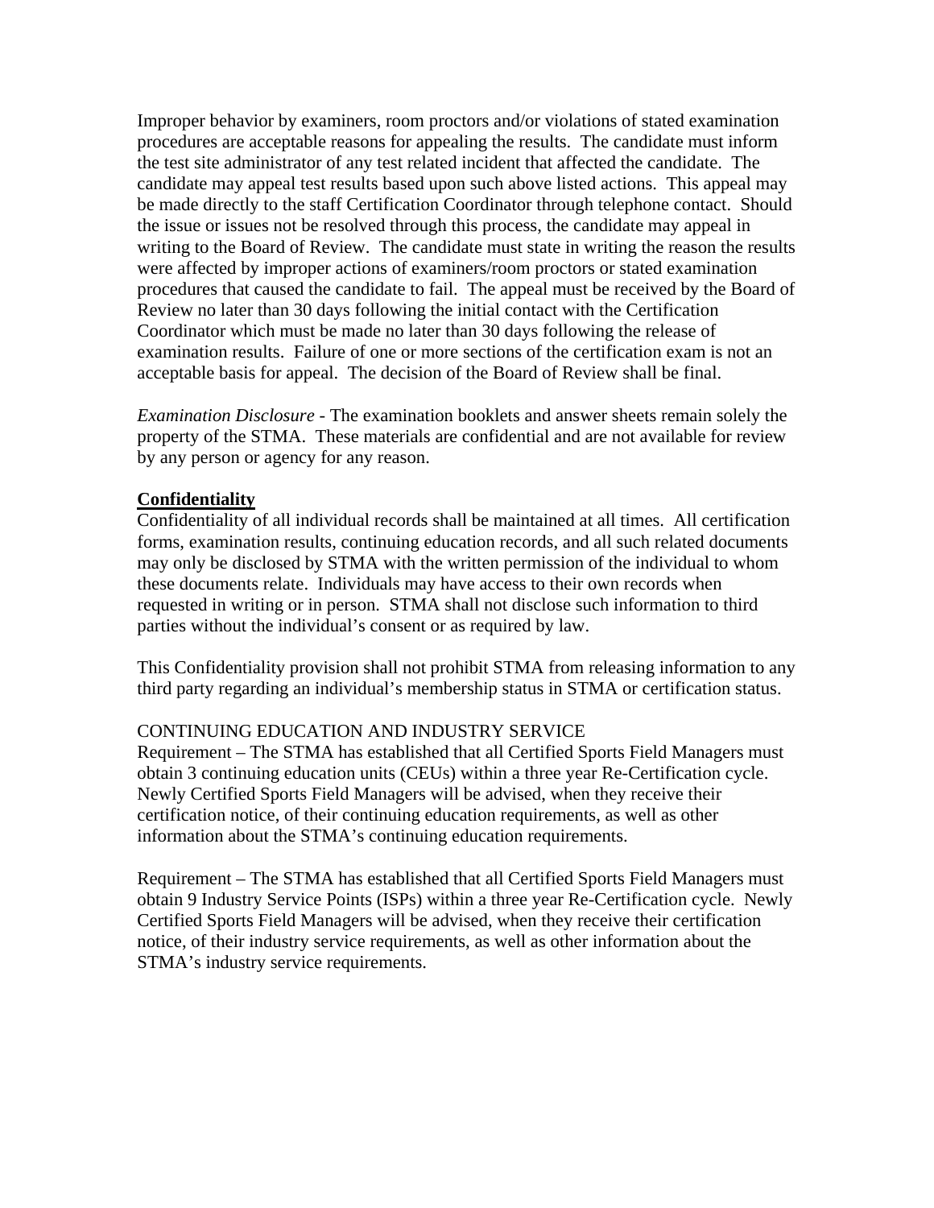Improper behavior by examiners, room proctors and/or violations of stated examination procedures are acceptable reasons for appealing the results. The candidate must inform the test site administrator of any test related incident that affected the candidate. The candidate may appeal test results based upon such above listed actions. This appeal may be made directly to the staff Certification Coordinator through telephone contact. Should the issue or issues not be resolved through this process, the candidate may appeal in writing to the Board of Review. The candidate must state in writing the reason the results were affected by improper actions of examiners/room proctors or stated examination procedures that caused the candidate to fail. The appeal must be received by the Board of Review no later than 30 days following the initial contact with the Certification Coordinator which must be made no later than 30 days following the release of examination results. Failure of one or more sections of the certification exam is not an acceptable basis for appeal. The decision of the Board of Review shall be final.

*Examination Disclosure* - The examination booklets and answer sheets remain solely the property of the STMA. These materials are confidential and are not available for review by any person or agency for any reason.

**Confidentiality**

Confidentiality of all individual records shall be maintained at all times. All certification forms, examination results, continuing education records, and all such related documents may only be disclosed by STMA with the written permission of the individual to whom these documents relate. Individuals may have access to their own records when requested in writing or in person. STMA shall not disclose such information to third parties without the individual's consent or as required by law.

This Confidentiality provision shall not prohibit STMA from releasing information to any third party regarding an individual's membership status in STMA or certification status.

CONTINUING EDUCATION AND INDUSTRY SERVICE

Requirement – The STMA has established that all Certified Sports Field Managers must obtain 3 continuing education units (CEUs) within a three year Re-Certification cycle. Newly Certified Sports Field Managers will be advised, when they receive their certification notice, of their continuing education requirements, as well as other information about the STMA's continuing education requirements.

Requirement – The STMA has established that all Certified Sports Field Managers must obtain 9 Industry Service Points (ISPs) within a three year Re-Certification cycle. Newly Certified Sports Field Managers will be advised, when they receive their certification notice, of their industry service requirements, as well as other information about the STMA's industry service requirements.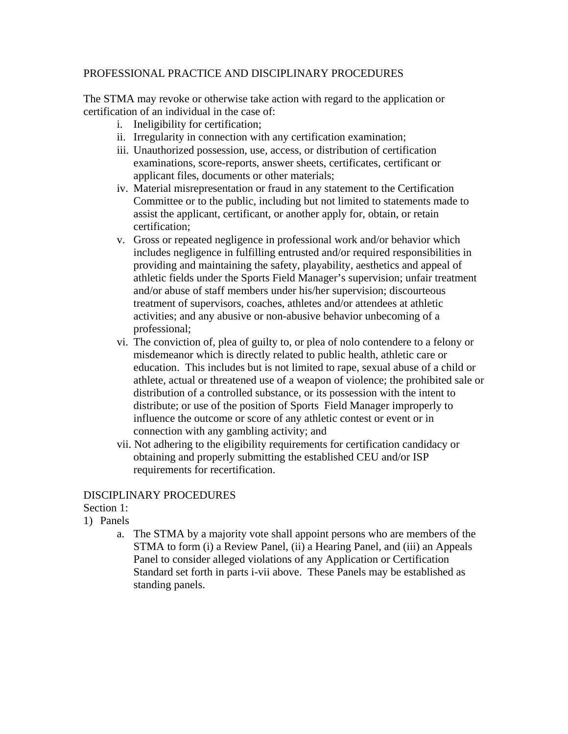## PROFESSIONAL PRACTICE AND DISCIPLINARY PROCEDURES

The STMA may revoke or otherwise take action with regard to the application or certification of an individual in the case of:

i. Ineligibility for certification;
ii. Irregularity in connection with any certification examination;
iii. Unauthorized possession, use, access, or distribution of certification examinations, score-reports, answer sheets, certificates, certificant or applicant files, documents or other materials;
iv. Material misrepresentation or fraud in any statement to the Certification Committee or to the public, including but not limited to statements made to assist the applicant, certificant, or another apply for, obtain, or retain certification;
v. Gross or repeated negligence in professional work and/or behavior which includes negligence in fulfilling entrusted and/or required responsibilities in providing and maintaining the safety, playability, aesthetics and appeal of athletic fields under the Sports Field Manager's supervision; unfair treatment and/or abuse of staff members under his/her supervision; discourteous treatment of supervisors, coaches, athletes and/or attendees at athletic activities; and any abusive or non-abusive behavior unbecoming of a professional;
vi. The conviction of, plea of guilty to, or plea of nolo contendere to a felony or misdemeanor which is directly related to public health, athletic care or education. This includes but is not limited to rape, sexual abuse of a child or athlete, actual or threatened use of a weapon of violence; the prohibited sale or distribution of a controlled substance, or its possession with the intent to distribute; or use of the position of Sports Field Manager improperly to influence the outcome or score of any athletic contest or event or in connection with any gambling activity; and
vii. Not adhering to the eligibility requirements for certification candidacy or obtaining and properly submitting the established CEU and/or ISP requirements for recertification.

## DISCIPLINARY PROCEDURES

Section 1:

1) Panels
    a. The STMA by a majority vote shall appoint persons who are members of the STMA to form (i) a Review Panel, (ii) a Hearing Panel, and (iii) an Appeals Panel to consider alleged violations of any Application or Certification Standard set forth in parts i-vii above. These Panels may be established as standing panels.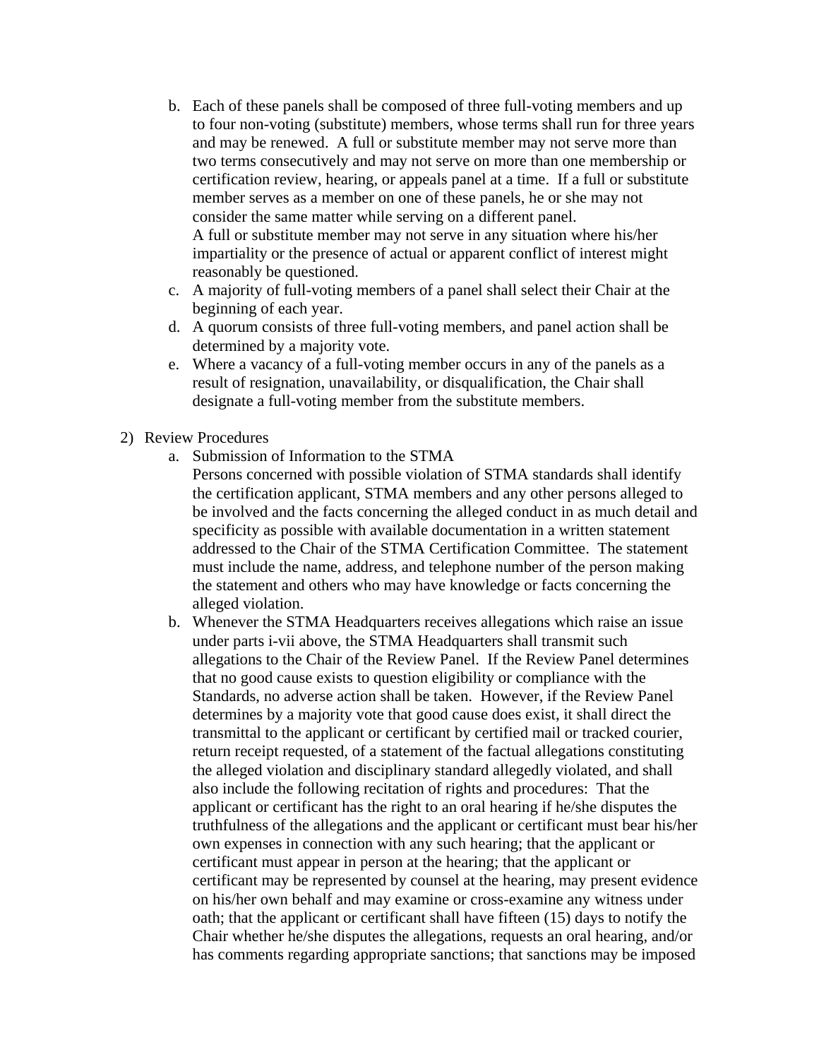b. Each of these panels shall be composed of three full-voting members and up to four non-voting (substitute) members, whose terms shall run for three years and may be renewed. A full or substitute member may not serve more than two terms consecutively and may not serve on more than one membership or certification review, hearing, or appeals panel at a time. If a full or substitute member serves as a member on one of these panels, he or she may not consider the same matter while serving on a different panel.
   A full or substitute member may not serve in any situation where his/her impartiality or the presence of actual or apparent conflict of interest might reasonably be questioned.
c. A majority of full-voting members of a panel shall select their Chair at the beginning of each year.
d. A quorum consists of three full-voting members, and panel action shall be determined by a majority vote.
e. Where a vacancy of a full-voting member occurs in any of the panels as a result of resignation, unavailability, or disqualification, the Chair shall designate a full-voting member from the substitute members.

2) Review Procedures
   a. Submission of Information to the STMA
      Persons concerned with possible violation of STMA standards shall identify the certification applicant, STMA members and any other persons alleged to be involved and the facts concerning the alleged conduct in as much detail and specificity as possible with available documentation in a written statement addressed to the Chair of the STMA Certification Committee. The statement must include the name, address, and telephone number of the person making the statement and others who may have knowledge or facts concerning the alleged violation.
   b. Whenever the STMA Headquarters receives allegations which raise an issue under parts i-vii above, the STMA Headquarters shall transmit such allegations to the Chair of the Review Panel. If the Review Panel determines that no good cause exists to question eligibility or compliance with the Standards, no adverse action shall be taken. However, if the Review Panel determines by a majority vote that good cause does exist, it shall direct the transmittal to the applicant or certificant by certified mail or tracked courier, return receipt requested, of a statement of the factual allegations constituting the alleged violation and disciplinary standard allegedly violated, and shall also include the following recitation of rights and procedures: That the applicant or certificant has the right to an oral hearing if he/she disputes the truthfulness of the allegations and the applicant or certificant must bear his/her own expenses in connection with any such hearing; that the applicant or certificant must appear in person at the hearing; that the applicant or certificant may be represented by counsel at the hearing, may present evidence on his/her own behalf and may examine or cross-examine any witness under oath; that the applicant or certificant shall have fifteen (15) days to notify the Chair whether he/she disputes the allegations, requests an oral hearing, and/or has comments regarding appropriate sanctions; that sanctions may be imposed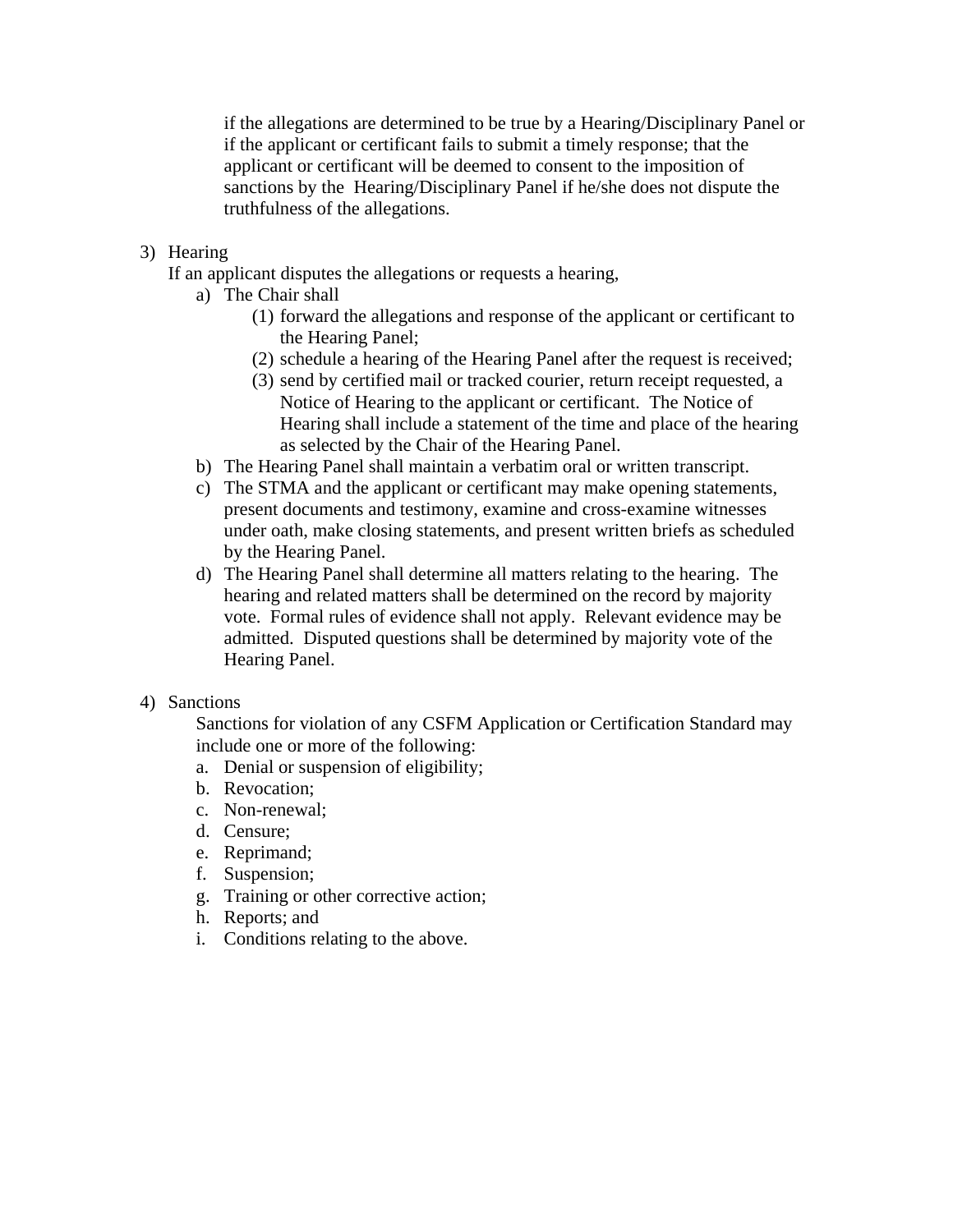if the allegations are determined to be true by a Hearing/Disciplinary Panel or if the applicant or certificant fails to submit a timely response; that the applicant or certificant will be deemed to consent to the imposition of sanctions by the Hearing/Disciplinary Panel if he/she does not dispute the truthfulness of the allegations.

3) Hearing

   If an applicant disputes the allegations or requests a hearing,

   a) The Chair shall
      (1) forward the allegations and response of the applicant or certificant to the Hearing Panel;
      (2) schedule a hearing of the Hearing Panel after the request is received;
      (3) send by certified mail or tracked courier, return receipt requested, a Notice of Hearing to the applicant or certificant. The Notice of Hearing shall include a statement of the time and place of the hearing as selected by the Chair of the Hearing Panel.
   b) The Hearing Panel shall maintain a verbatim oral or written transcript.
   c) The STMA and the applicant or certificant may make opening statements, present documents and testimony, examine and cross-examine witnesses under oath, make closing statements, and present written briefs as scheduled by the Hearing Panel.
   d) The Hearing Panel shall determine all matters relating to the hearing. The hearing and related matters shall be determined on the record by majority vote. Formal rules of evidence shall not apply. Relevant evidence may be admitted. Disputed questions shall be determined by majority vote of the Hearing Panel.

4) Sanctions

   Sanctions for violation of any CSFM Application or Certification Standard may include one or more of the following:

   a. Denial or suspension of eligibility;
   b. Revocation;
   c. Non-renewal;
   d. Censure;
   e. Reprimand;
   f. Suspension;
   g. Training or other corrective action;
   h. Reports; and
   i. Conditions relating to the above.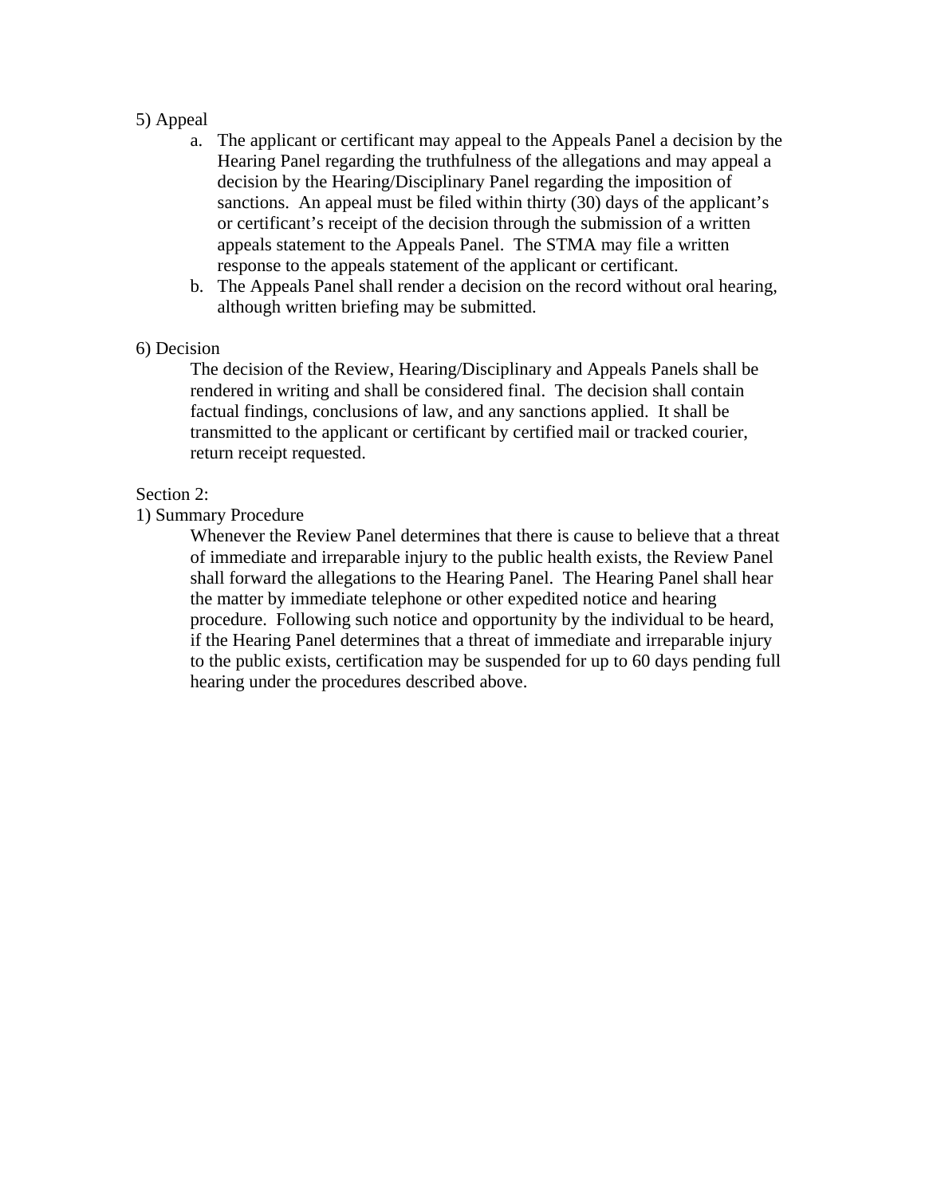5) Appeal

a. The applicant or certificant may appeal to the Appeals Panel a decision by the Hearing Panel regarding the truthfulness of the allegations and may appeal a decision by the Hearing/Disciplinary Panel regarding the imposition of sanctions. An appeal must be filed within thirty (30) days of the applicant's or certificant's receipt of the decision through the submission of a written appeals statement to the Appeals Panel. The STMA may file a written response to the appeals statement of the applicant or certificant.

b. The Appeals Panel shall render a decision on the record without oral hearing, although written briefing may be submitted.

6) Decision

The decision of the Review, Hearing/Disciplinary and Appeals Panels shall be rendered in writing and shall be considered final. The decision shall contain factual findings, conclusions of law, and any sanctions applied. It shall be transmitted to the applicant or certificant by certified mail or tracked courier, return receipt requested.

Section 2:

1) Summary Procedure

Whenever the Review Panel determines that there is cause to believe that a threat of immediate and irreparable injury to the public health exists, the Review Panel shall forward the allegations to the Hearing Panel. The Hearing Panel shall hear the matter by immediate telephone or other expedited notice and hearing procedure. Following such notice and opportunity by the individual to be heard, if the Hearing Panel determines that a threat of immediate and irreparable injury to the public exists, certification may be suspended for up to 60 days pending full hearing under the procedures described above.